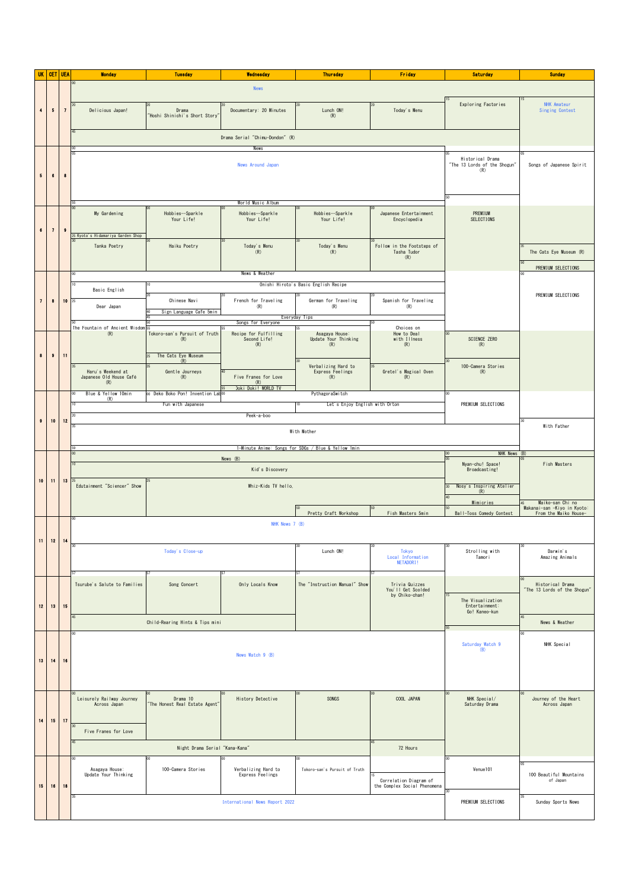| UK | CET | UEA | Monday | Tuesday | Wednesday | Thursday | Friday | Saturday | Sunday |
|---|---|---|---|---|---|---|---|---|---|
| 4 | 5 | 7 | 00 News | | | | | | |
| | | | 20 Delicious Japan! | 20 Drama "Hoshi Shinichi's Short Story" | 20 Documentary: 20 Minutes | 20 Lunch ON! (R) | 20 Today's Menu | 15 Exploring Factories | 15 NHK Amateur Singing Contest |
| | | | 45 Drama Serial "Chimu-Dondon" (R) | | | | | | |
| 5 | 6 | 8 | 00 News | | | | | 05 Historical Drama "The 13 Lords of the Shogun" (R) | 05 Songs of Japanese Spirit |
| | | | 05 News Around Japan | | | | | 50 | |
| | | | 55 World Music Album | | | | | | |
| 6 | 7 | 9 | 00 My Gardening | 00 Hobbies--Sparkle Your Life! | 00 Hobbies--Sparkle Your Life! | 00 Hobbies--Sparkle Your Life! | 00 Japanese Entertainment Encyclopedia | PREMIUM SELECTIONS | |
| | | | 25 Kyoto's Hidamariya Garden Shop | | | | | | |
| | | | 30 Tanka Poetry | 30 Haiku Poetry | 30 Today's Menu (R) | 30 Today's Menu (R) | 30 Follow in the Footsteps of Tasha Tudor (R) | | 35 The Cats Eye Museum (R) |
| | | | | | | | | | 50 PREMIUM SELECTIONS |
| 7 | 8 | 10 | 00 News & Weather | | | | | | 00 PREMIUM SELECTIONS |
| | | | 10 Basic English | 10 Onishi Hiroto's Basic English Recipe | | | | | |
| | | | 25 Dear Japan | 20 Chinese Navi | 20 French for Traveling (R) | 20 German for Traveling (R) | 20 Spanish for Traveling (R) | | |
| | | | | 40 Sign Language Cafe 5min | | | | | |
| | | | | 45 Everyday Tips | | | | | |
| | | | 50 The Fountain of Ancient Wisdom (R) | 50 Songs for Everyone | | | 50 Choices on How to Deal with Illness (R) | | |
| 8 | 9 | 11 | | 55 Tokoro-san's Pursuit of Truth (R) | 55 Recipe for Fulfilling Second Life! (R) | 55 Asagaya House: Update Your Thinking (R) | | 00 SCIENCE ZERO (R) | |
| | | | | 25 The Cats Eye Museum (R) | | | | | |
| | | | 35 Haru's Weekend at Japanese Old House Café (R) | 35 Gentle Journeys (R) | 40 Five Frames for Love (R) | 30 Verbalizing Hard to Express Feelings (R) | 35 Gretel's Magical Oven (R) | 30 100-Camera Stories (R) | |
| | | | | | 55 Doki Doki! WORLD TV | | | | |
| 9 | 10 | 12 | 00 Blue & Yellow 10min (R) | 00 Deko Boko Pon! Invention Lab | 00 PythagoraSwitch | | | 00 PREMIUM SELECTIONS | |
| | | | 10 Fun with Japanese | | | 10 Let's Enjoy English with Orton | | | |
| | | | 20 Peek-a-boo | | | | | | 30 With Father |
| | | | 35 With Mother | | | | | | |
| | | | 59 1-Minute Anime: Songs for SDGs / Blue & Yellow 1min | | | | | | |
| 10 | 11 | 13 | 00 News (B) | | | | | 00 NHK News (B) | |
| | | | 10 Kid's Discovery | | | | | 05 Nyan-chu! Space! Broadcasting! | 05 Fish Masters |
| | | | 25 Edutainment "Sciencer" Show | 25 Whiz-Kids TV hello. | | | | 30 Nosy's Inspiring Atelier (R) | |
| | | | | | | | | 40 Mimicries | 45 Maiko-san Chi no Makanai-san -Kiyo in Kyoto: From the Maiko House- |
| | | | | | | 50 Pretty Craft Workshop | 50 Fish Masters 5min | 50 Ball-Toss Comedy Contest | |
| 11 | 12 | 14 | 00 NHK News 7 (B) | | | | | | |
| | | | 30 Today's Close-up | | | 30 Lunch ON! | 30 Tokyo Local Information NETADORI! | 30 Strolling with Tamori | 30 Darwin's Amazing Animals |
| 12 | 13 | 15 | 57 Tsurube's Salute to Families | 57 Song Concert | 57 Only Locals Know | 57 The "Instruction Manual" Show | 57 Trivia Quizzes You'll Get Scolded by Chiko-chan! | | 00 Historical Drama "The 13 Lords of the Shogun" |
| | | | | | | | | 15 The Visualization Entertainment: Go! Kaneo-kun | |
| | | | 45 Child-Rearing Hints & Tips mini | | | | | | 45 News & Weather |
| 13 | 14 | 16 | 00 News Watch 9 (B) | | | | | 55 Saturday Watch 9 (B) | 00 NHK Special |
| 14 | 15 | 17 | 00 Leisurely Railway Journey Across Japan | 00 Drama 10 "The Honest Real Estate Agent" | 00 History Detective | 00 SONGS | 00 COOL JAPAN | 00 NHK Special/ Saturday Drama | 00 Journey of the Heart Across Japan |
| | | | 30 Five Frames for Love | | | | | | |
| | | | 45 Night Drama Serial "Kana-Kana" | | | | 45 72 Hours | | |
| 15 | 16 | 18 | 00 Asagaya House: Update Your Thinking | 00 100-Camera Stories | 00 Verbalizing Hard to Express Feelings | 00 Tokoro-san's Pursuit of Truth | 15 Correlation Diagram of the Complex Social Phenomena | 00 Venue101 | 05 100 Beautiful Mountains of Japan |
| | | | 35 International News Report 2022 | | | | | 30 PREMIUM SELECTIONS | 35 Sunday Sports News |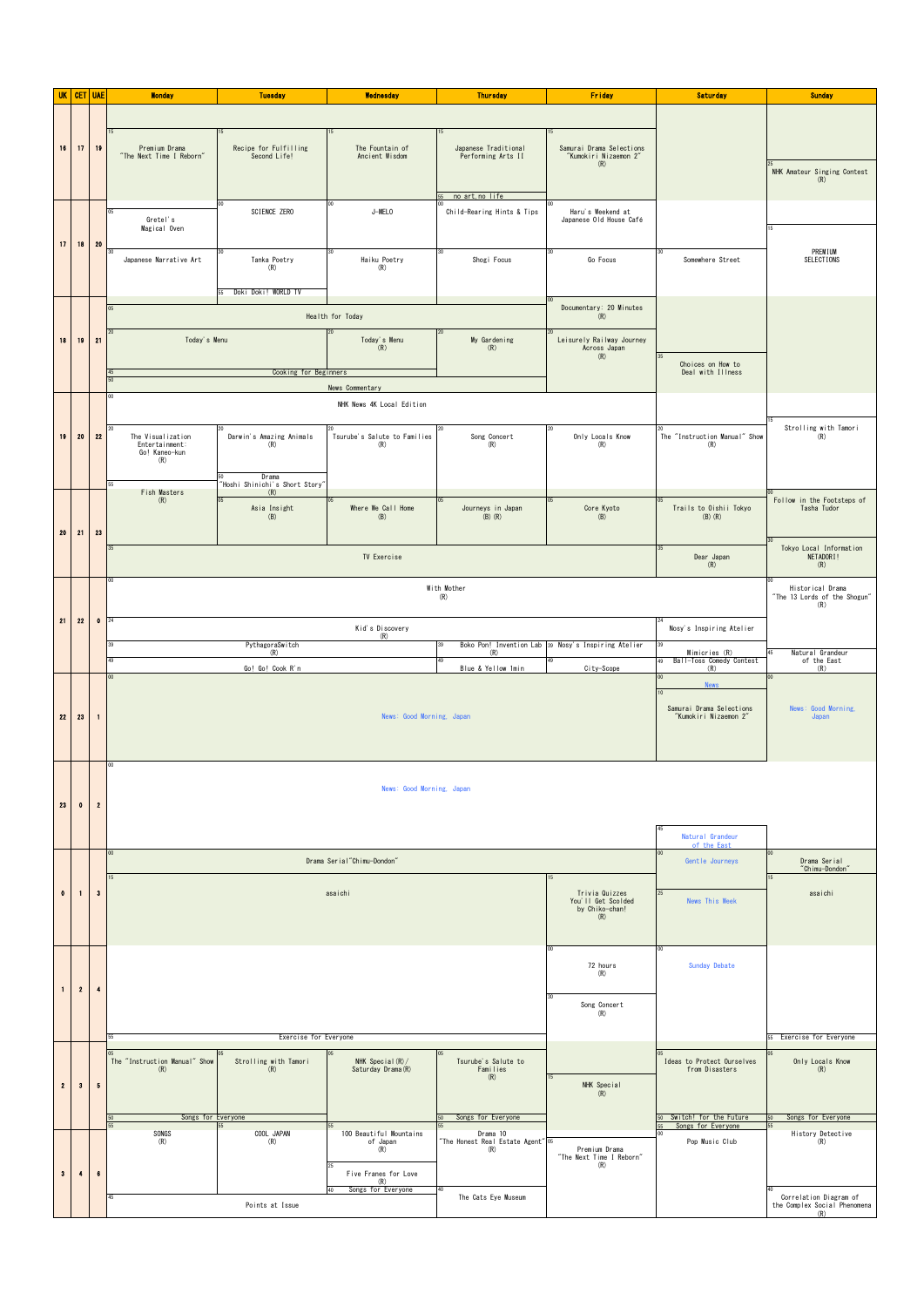| UK | CET | UAE | Monday | Tuesday | Wednesday | Thursday | Friday | Saturday | Sunday |
|---|---|---|---|---|---|---|---|---|---|
| 16 | 17 | 19 | 15 Premium Drama "The Next Time I Reborn" | 15 Recipe for Fulfilling Second Life! | 15 The Fountain of Ancient Wisdom | 15 Japanese Traditional Performing Arts II / 55 no art,no life | 15 Samurai Drama Selections "Kumokiri Nizaemon 2" (R) | | 25 NHK Amateur Singing Contest (R) |
| 17 | 18 | 20 | 05 Gretel's Magical Oven / 30 Japanese Narrative Art | 00 SCIENCE ZERO / 30 Tanka Poetry (R) / 55 Doki Doki! WORLD TV | 00 J-MELO / 30 Haiku Poetry (R) | 00 Child-Rearing Hints & Tips / 30 Shogi Focus | 00 Haru's Weekend at Japanese Old House Café / 30 Go Focus | 30 Somewhere Street | 15 PREMIUM SELECTIONS |
| 18 | 19 | 21 | 05 Health for Today (Mon–Thu) / 20 Today's Menu (Mon–Tue) / 45 Cooking for Beginners (Mon–Wed) / 50 News Commentary (Mon–Thu) | | 20 Today's Menu (R) | 20 My Gardening (R) | 00 Documentary: 20 Minutes (R) / 20 Leisurely Railway Journey Across Japan (R) | 35 Choices on How to Deal with Illness | |
| 19 | 20 | 22 | 00 NHK News 4K Local Edition (Mon–Fri) / 20 The Visualization Entertainment: Go! Kaneo-kun (R) / 55 Fish Masters (R) | 20 Darwin's Amazing Animals (R) / 50 Drama "Hoshi Shinichi's Short Story" (R) | 20 Tsurube's Salute to Families (R) | 20 Song Concert (R) | 20 Only Locals Know (R) | 20 The "Instruction Manual" Show (R) | 15 Strolling with Tamori (R) |
| 20 | 21 | 23 | | 05 Asia Insight (B) | 05 Where We Call Home (B) | 05 Journeys in Japan (B) (R) | 05 Core Kyoto (B) | 05 Trails to Oishii Tokyo (B) (R) | 00 Follow in the Footsteps of Tasha Tudor |
| | | | 35 TV Exercise (Mon–Fri) | | | | | 35 Dear Japan (R) | 30 Tokyo Local Information NETADORI! (R) |
| 21 | 22 | 0 | 00 With Mother (R) (Mon–Sat) / 24 Kid's Discovery (R) (Mon–Fri) | 39 PythagoraSwitch (R) (Mon–Wed) / 49 Go! Go! Cook R'n (Mon–Wed) | | 39 Boko Pon! Invention Lab (R) / 49 Blue & Yellow 1min | 39 Nosy's Inspiring Atelier / 49 City-Scope | 24 Nosy's Inspiring Atelier / 39 Mimicries (R) / 49 Ball-Toss Comedy Contest (R) | 00 Historical Drama "The 13 Lords of the Shogun" (R) / 45 Natural Grandeur of the East (R) |
| 22 | 23 | 1 | 00 News: Good Morning, Japan (Mon–Fri) | | | | | 00 News / 10 Samurai Drama Selections "Kumokiri Nizaemon 2" | 00 News: Good Morning, Japan |
| 23 | 0 | 2 | 00 News: Good Morning, Japan (Mon–Fri) | | | | | 45 Natural Grandeur of the East | |
| 0 | 1 | 3 | 00 Drama Serial "Chimu-Dondon" (Mon–Sat) / 15 asaichi (Mon–Thu) | | | | 15 Trivia Quizzes You'll Get Scolded by Chiko-chan! (R) | 00 Gentle Journeys / 25 News This Week | 00 Drama Serial "Chimu-Dondon" / 15 asaichi |
| 1 | 2 | 4 | 55 Exercise for Everyone (Mon–Thu) | | | | 00 72 hours (R) / 30 Song Concert (R) | 00 Sunday Debate | 55 Exercise for Everyone |
| 2 | 3 | 5 | 05 The "Instruction Manual" Show (R) / 50 Songs for Everyone (Mon–Tue) | 05 Strolling with Tamori (R) | 05 NHK Special (R) / Saturday Drama (R) | 05 Tsurube's Salute to Families (R) / 50 Songs for Everyone | 15 NHK Special (R) | 05 Ideas to Protect Ourselves from Disasters / 50 Switch! for the Future / 55 Songs for Everyone | 05 Only Locals Know (R) / 50 Songs for Everyone |
| 3 | 4 | 6 | 55 SONGS (R) / 45 Points at Issue (Mon–Wed) | 55 COOL JAPAN (R) | 55 100 Beautiful Mountains of Japan (R) / 25 Five Frames for Love (R) / 40 Songs for Everyone | 55 Drama 10 "The Honest Real Estate Agent" (R) / 40 The Cats Eye Museum | 05 Premium Drama "The Next Time I Reborn" (R) | 00 Pop Music Club | 55 History Detective (R) / 40 Correlation Diagram of the Complex Social Phenomena (R) |